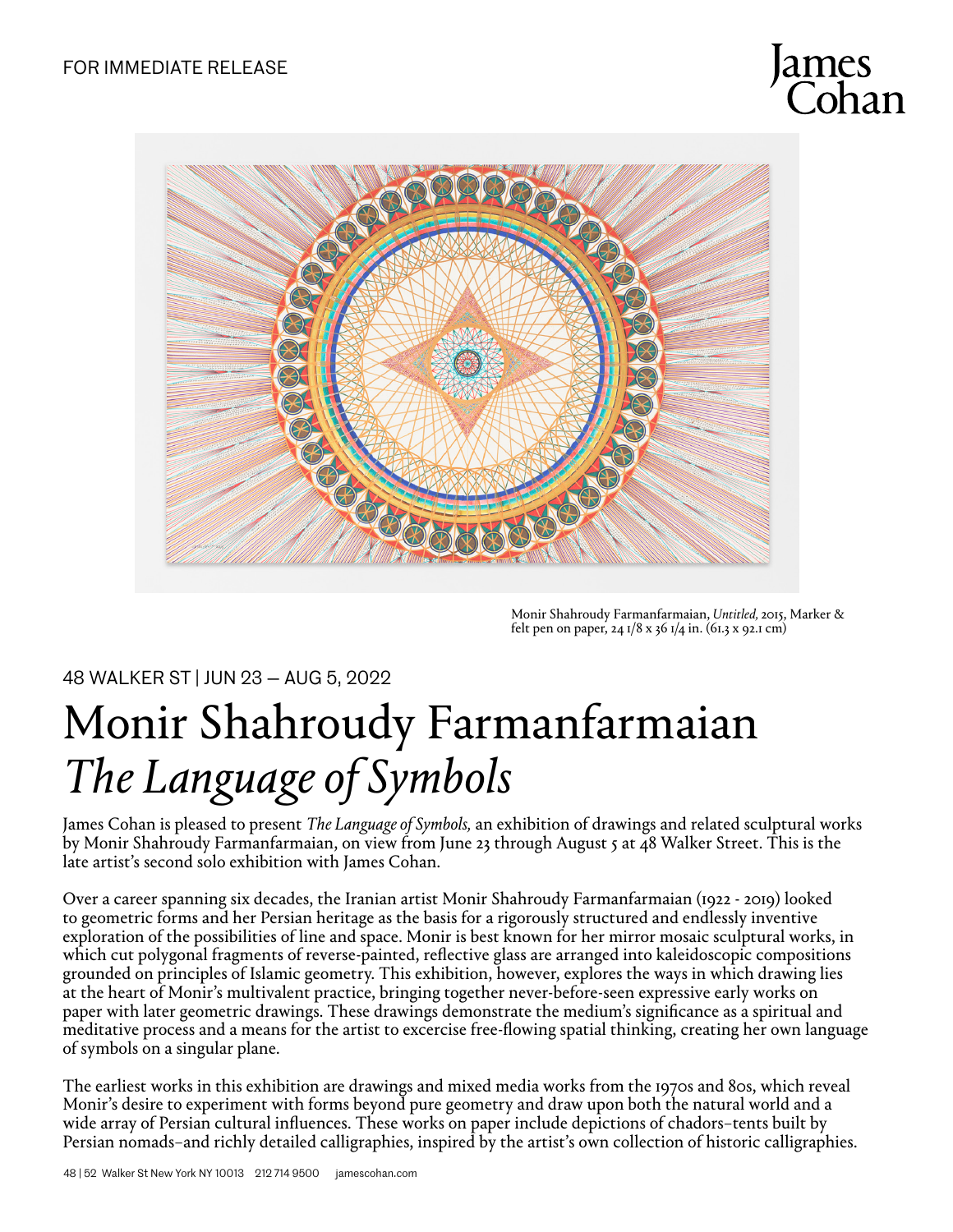FOR IMMEDIATE RELEASE

James Cohan

Monir Shahroudy Farmanfarmaian, *Untitled,* 2015, Marker & felt pen on paper, 24 1/8 x 36 1/4 in. (61.3 x 92.1 cm)

48 WALKER ST | JUN 23 — AUG 5, 2022

# Monir Shahroudy Farmanfarmaian
# *The Language of Symbols*

James Cohan is pleased to present *The Language of Symbols,* an exhibition of drawings and related sculptural works by Monir Shahroudy Farmanfarmaian, on view from June 23 through August 5 at 48 Walker Street. This is the late artist's second solo exhibition with James Cohan.

Over a career spanning six decades, the Iranian artist Monir Shahroudy Farmanfarmaian (1922 - 2019) looked to geometric forms and her Persian heritage as the basis for a rigorously structured and endlessly inventive exploration of the possibilities of line and space. Monir is best known for her mirror mosaic sculptural works, in which cut polygonal fragments of reverse-painted, reflective glass are arranged into kaleidoscopic compositions grounded on principles of Islamic geometry. This exhibition, however, explores the ways in which drawing lies at the heart of Monir's multivalent practice, bringing together never-before-seen expressive early works on paper with later geometric drawings. These drawings demonstrate the medium's significance as a spiritual and meditative process and a means for the artist to excercise free-flowing spatial thinking, creating her own language of symbols on a singular plane.

The earliest works in this exhibition are drawings and mixed media works from the 1970s and 80s, which reveal Monir's desire to experiment with forms beyond pure geometry and draw upon both the natural world and a wide array of Persian cultural influences. These works on paper include depictions of chadors–tents built by Persian nomads–and richly detailed calligraphies, inspired by the artist's own collection of historic calligraphies.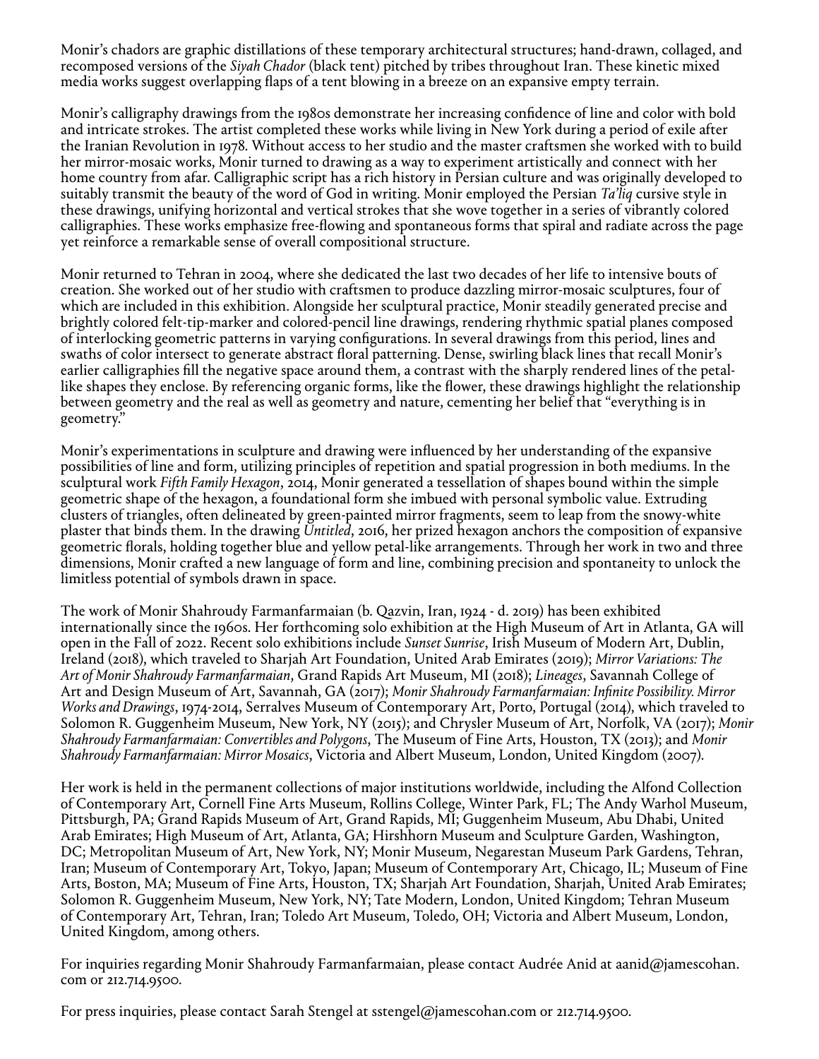Monir's chadors are graphic distillations of these temporary architectural structures; hand-drawn, collaged, and recomposed versions of the *Siyah Chador* (black tent) pitched by tribes throughout Iran. These kinetic mixed media works suggest overlapping flaps of a tent blowing in a breeze on an expansive empty terrain.

Monir's calligraphy drawings from the 1980s demonstrate her increasing confidence of line and color with bold and intricate strokes. The artist completed these works while living in New York during a period of exile after the Iranian Revolution in 1978. Without access to her studio and the master craftsmen she worked with to build her mirror-mosaic works, Monir turned to drawing as a way to experiment artistically and connect with her home country from afar. Calligraphic script has a rich history in Persian culture and was originally developed to suitably transmit the beauty of the word of God in writing. Monir employed the Persian *Ta'liq* cursive style in these drawings, unifying horizontal and vertical strokes that she wove together in a series of vibrantly colored calligraphies. These works emphasize free-flowing and spontaneous forms that spiral and radiate across the page yet reinforce a remarkable sense of overall compositional structure.

Monir returned to Tehran in 2004, where she dedicated the last two decades of her life to intensive bouts of creation. She worked out of her studio with craftsmen to produce dazzling mirror-mosaic sculptures, four of which are included in this exhibition. Alongside her sculptural practice, Monir steadily generated precise and brightly colored felt-tip-marker and colored-pencil line drawings, rendering rhythmic spatial planes composed of interlocking geometric patterns in varying configurations. In several drawings from this period, lines and swaths of color intersect to generate abstract floral patterning. Dense, swirling black lines that recall Monir's earlier calligraphies fill the negative space around them, a contrast with the sharply rendered lines of the petal-like shapes they enclose. By referencing organic forms, like the flower, these drawings highlight the relationship between geometry and the real as well as geometry and nature, cementing her belief that "everything is in geometry."

Monir's experimentations in sculpture and drawing were influenced by her understanding of the expansive possibilities of line and form, utilizing principles of repetition and spatial progression in both mediums. In the sculptural work *Fifth Family Hexagon*, 2014, Monir generated a tessellation of shapes bound within the simple geometric shape of the hexagon, a foundational form she imbued with personal symbolic value. Extruding clusters of triangles, often delineated by green-painted mirror fragments, seem to leap from the snowy-white plaster that binds them. In the drawing *Untitled*, 2016, her prized hexagon anchors the composition of expansive geometric florals, holding together blue and yellow petal-like arrangements. Through her work in two and three dimensions, Monir crafted a new language of form and line, combining precision and spontaneity to unlock the limitless potential of symbols drawn in space.

The work of Monir Shahroudy Farmanfarmaian (b. Qazvin, Iran, 1924 - d. 2019) has been exhibited internationally since the 1960s. Her forthcoming solo exhibition at the High Museum of Art in Atlanta, GA will open in the Fall of 2022. Recent solo exhibitions include *Sunset Sunrise*, Irish Museum of Modern Art, Dublin, Ireland (2018), which traveled to Sharjah Art Foundation, United Arab Emirates (2019); *Mirror Variations: The Art of Monir Shahroudy Farmanfarmaian*, Grand Rapids Art Museum, MI (2018); *Lineages*, Savannah College of Art and Design Museum of Art, Savannah, GA (2017); *Monir Shahroudy Farmanfarmaian: Infinite Possibility. Mirror Works and Drawings*, 1974-2014, Serralves Museum of Contemporary Art, Porto, Portugal (2014), which traveled to Solomon R. Guggenheim Museum, New York, NY (2015); and Chrysler Museum of Art, Norfolk, VA (2017); *Monir Shahroudy Farmanfarmaian: Convertibles and Polygons*, The Museum of Fine Arts, Houston, TX (2013); and *Monir Shahroudy Farmanfarmaian: Mirror Mosaics*, Victoria and Albert Museum, London, United Kingdom (2007).

Her work is held in the permanent collections of major institutions worldwide, including the Alfond Collection of Contemporary Art, Cornell Fine Arts Museum, Rollins College, Winter Park, FL; The Andy Warhol Museum, Pittsburgh, PA; Grand Rapids Museum of Art, Grand Rapids, MI; Guggenheim Museum, Abu Dhabi, United Arab Emirates; High Museum of Art, Atlanta, GA; Hirshhorn Museum and Sculpture Garden, Washington, DC; Metropolitan Museum of Art, New York, NY; Monir Museum, Negarestan Museum Park Gardens, Tehran, Iran; Museum of Contemporary Art, Tokyo, Japan; Museum of Contemporary Art, Chicago, IL; Museum of Fine Arts, Boston, MA; Museum of Fine Arts, Houston, TX; Sharjah Art Foundation, Sharjah, United Arab Emirates; Solomon R. Guggenheim Museum, New York, NY; Tate Modern, London, United Kingdom; Tehran Museum of Contemporary Art, Tehran, Iran; Toledo Art Museum, Toledo, OH; Victoria and Albert Museum, London, United Kingdom, among others.

For inquiries regarding Monir Shahroudy Farmanfarmaian, please contact Audrée Anid at aanid@jamescohan.com or 212.714.9500.

For press inquiries, please contact Sarah Stengel at sstengel@jamescohan.com or 212.714.9500.